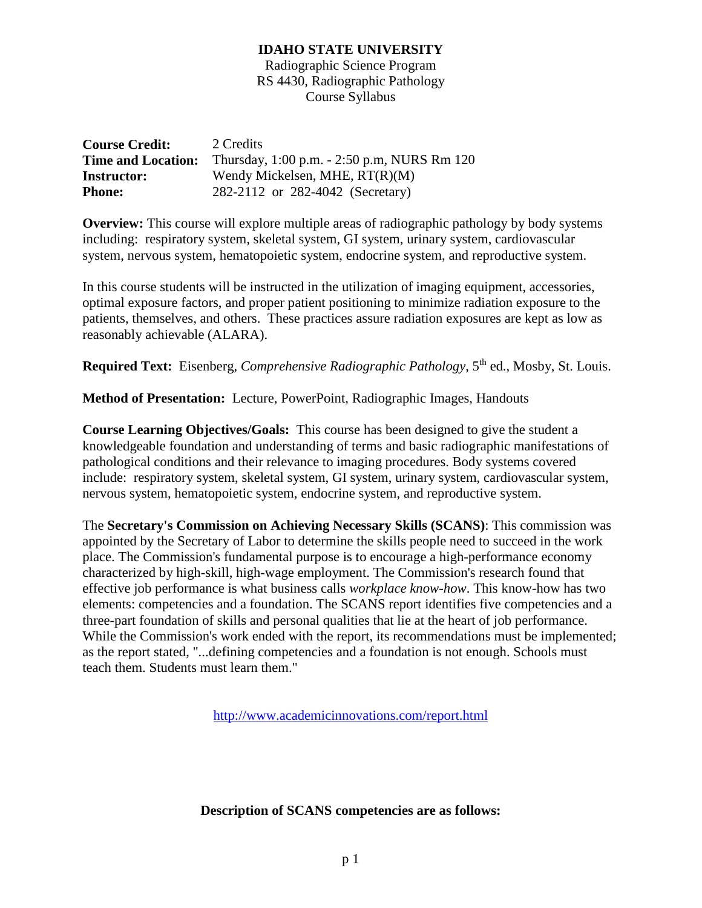# IDAHO STATE UNIVERSITY

Radiographic Science Program
RS 4430, Radiographic Pathology
Course Syllabus

| | |
|---|---|
| **Course Credit:** | 2 Credits |
| **Time and Location:** | Thursday, 1:00 p.m. - 2:50 p.m, NURS Rm 120 |
| **Instructor:** | Wendy Mickelsen, MHE, RT(R)(M) |
| **Phone:** | 282-2112 or 282-4042 (Secretary) |

**Overview:** This course will explore multiple areas of radiographic pathology by body systems including: respiratory system, skeletal system, GI system, urinary system, cardiovascular system, nervous system, hematopoietic system, endocrine system, and reproductive system.

In this course students will be instructed in the utilization of imaging equipment, accessories, optimal exposure factors, and proper patient positioning to minimize radiation exposure to the patients, themselves, and others. These practices assure radiation exposures are kept as low as reasonably achievable (ALARA).

**Required Text:** Eisenberg, *Comprehensive Radiographic Pathology*, 5th ed., Mosby, St. Louis.

**Method of Presentation:** Lecture, PowerPoint, Radiographic Images, Handouts

**Course Learning Objectives/Goals:** This course has been designed to give the student a knowledgeable foundation and understanding of terms and basic radiographic manifestations of pathological conditions and their relevance to imaging procedures. Body systems covered include: respiratory system, skeletal system, GI system, urinary system, cardiovascular system, nervous system, hematopoietic system, endocrine system, and reproductive system.

The **Secretary's Commission on Achieving Necessary Skills (SCANS)**: This commission was appointed by the Secretary of Labor to determine the skills people need to succeed in the work place. The Commission's fundamental purpose is to encourage a high-performance economy characterized by high-skill, high-wage employment. The Commission's research found that effective job performance is what business calls *workplace know-how*. This know-how has two elements: competencies and a foundation. The SCANS report identifies five competencies and a three-part foundation of skills and personal qualities that lie at the heart of job performance. While the Commission's work ended with the report, its recommendations must be implemented; as the report stated, "...defining competencies and a foundation is not enough. Schools must teach them. Students must learn them."

http://www.academicinnovations.com/report.html

**Description of SCANS competencies are as follows:**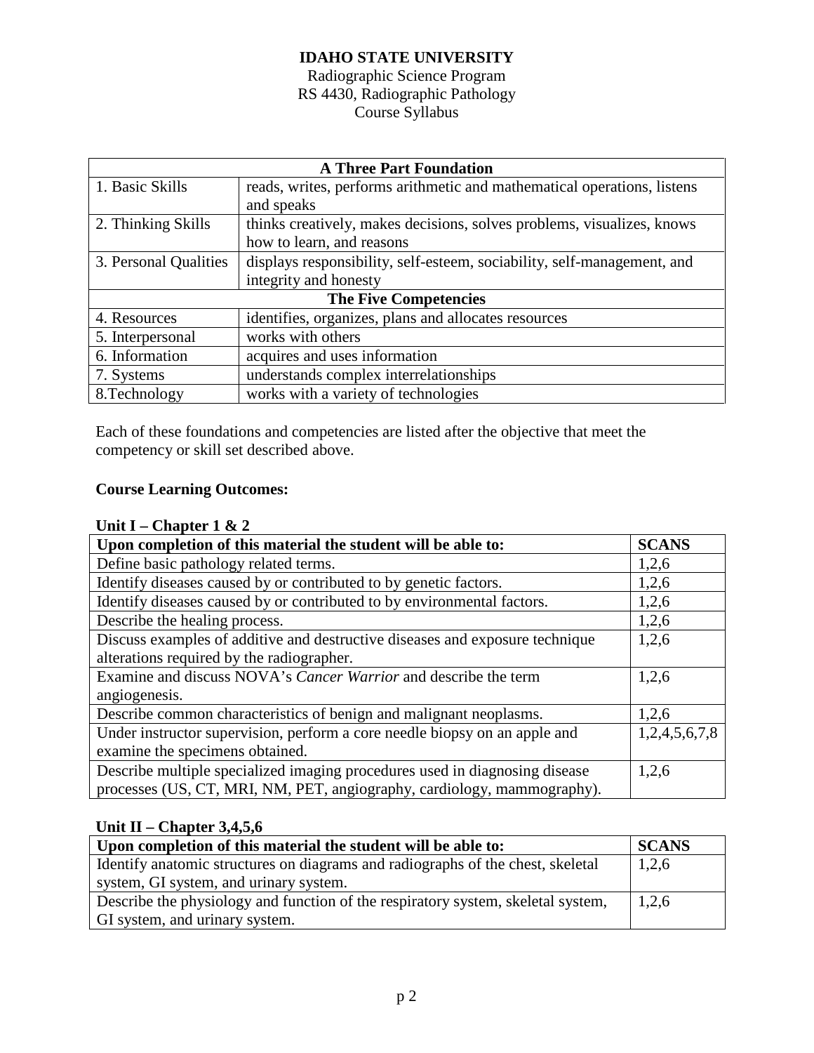**IDAHO STATE UNIVERSITY**

Radiographic Science Program

RS 4430, Radiographic Pathology

Course Syllabus

| **A Three Part Foundation** | |
|---|---|
| 1. Basic Skills | reads, writes, performs arithmetic and mathematical operations, listens and speaks |
| 2. Thinking Skills | thinks creatively, makes decisions, solves problems, visualizes, knows how to learn, and reasons |
| 3. Personal Qualities | displays responsibility, self-esteem, sociability, self-management, and integrity and honesty |
| **The Five Competencies** | |
| 4. Resources | identifies, organizes, plans and allocates resources |
| 5. Interpersonal | works with others |
| 6. Information | acquires and uses information |
| 7. Systems | understands complex interrelationships |
| 8.Technology | works with a variety of technologies |

Each of these foundations and competencies are listed after the objective that meet the competency or skill set described above.

**Course Learning Outcomes:**

**Unit I – Chapter 1 & 2**

| **Upon completion of this material the student will be able to:** | **SCANS** |
|---|---|
| Define basic pathology related terms. | 1,2,6 |
| Identify diseases caused by or contributed to by genetic factors. | 1,2,6 |
| Identify diseases caused by or contributed to by environmental factors. | 1,2,6 |
| Describe the healing process. | 1,2,6 |
| Discuss examples of additive and destructive diseases and exposure technique alterations required by the radiographer. | 1,2,6 |
| Examine and discuss NOVA's *Cancer Warrior* and describe the term angiogenesis. | 1,2,6 |
| Describe common characteristics of benign and malignant neoplasms. | 1,2,6 |
| Under instructor supervision, perform a core needle biopsy on an apple and examine the specimens obtained. | 1,2,4,5,6,7,8 |
| Describe multiple specialized imaging procedures used in diagnosing disease processes (US, CT, MRI, NM, PET, angiography, cardiology, mammography). | 1,2,6 |

**Unit II – Chapter 3,4,5,6**

| **Upon completion of this material the student will be able to:** | **SCANS** |
|---|---|
| Identify anatomic structures on diagrams and radiographs of the chest, skeletal system, GI system, and urinary system. | 1,2,6 |
| Describe the physiology and function of the respiratory system, skeletal system, GI system, and urinary system. | 1,2,6 |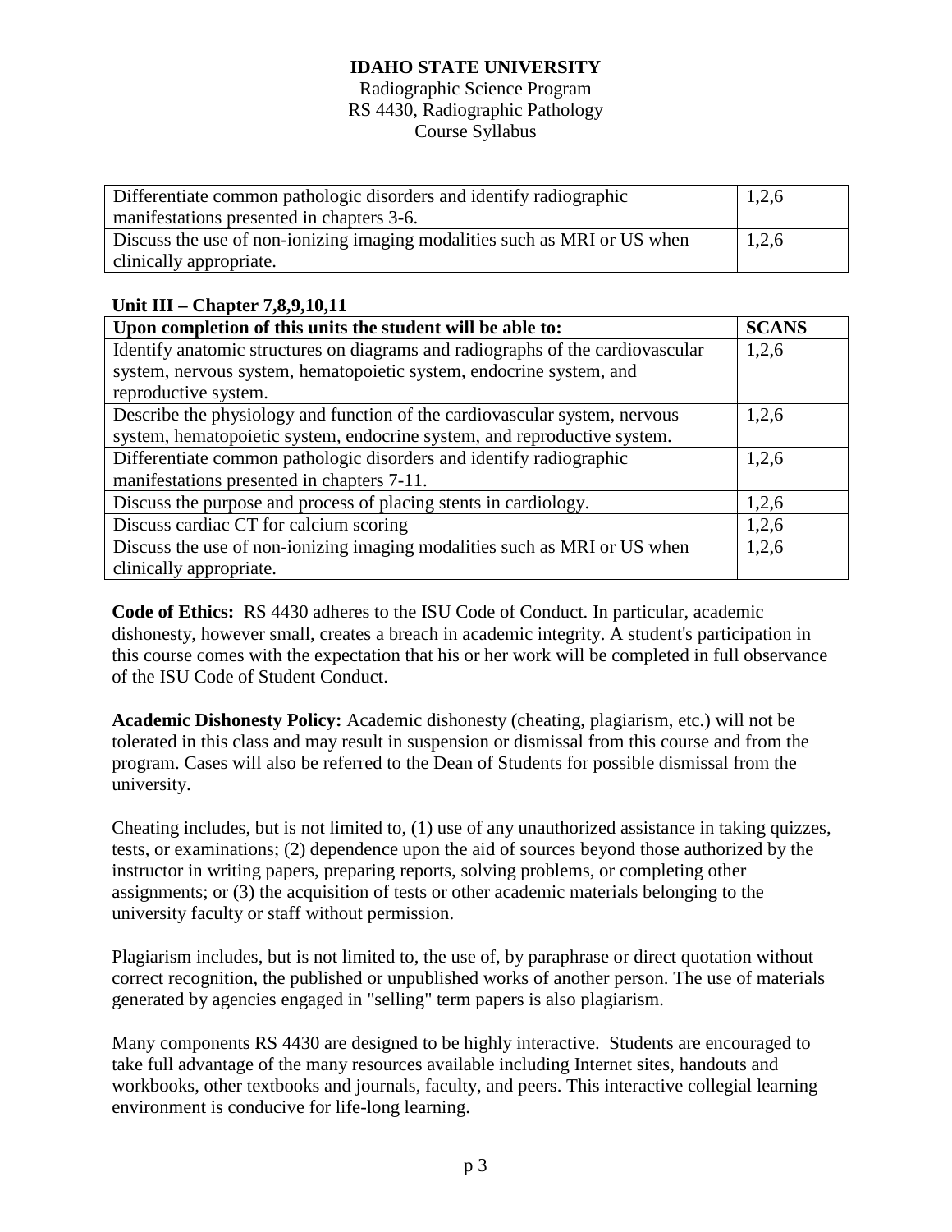| | |
|---|---|
| Differentiate common pathologic disorders and identify radiographic manifestations presented in chapters 3-6. | 1,2,6 |
| Discuss the use of non-ionizing imaging modalities such as MRI or US when clinically appropriate. | 1,2,6 |

**Unit III – Chapter 7,8,9,10,11**

| Upon completion of this units the student will be able to: | SCANS |
|---|---|
| Identify anatomic structures on diagrams and radiographs of the cardiovascular system, nervous system, hematopoietic system, endocrine system, and reproductive system. | 1,2,6 |
| Describe the physiology and function of the cardiovascular system, nervous system, hematopoietic system, endocrine system, and reproductive system. | 1,2,6 |
| Differentiate common pathologic disorders and identify radiographic manifestations presented in chapters 7-11. | 1,2,6 |
| Discuss the purpose and process of placing stents in cardiology. | 1,2,6 |
| Discuss cardiac CT for calcium scoring | 1,2,6 |
| Discuss the use of non-ionizing imaging modalities such as MRI or US when clinically appropriate. | 1,2,6 |

**Code of Ethics:** RS 4430 adheres to the ISU Code of Conduct. In particular, academic dishonesty, however small, creates a breach in academic integrity. A student's participation in this course comes with the expectation that his or her work will be completed in full observance of the ISU Code of Student Conduct.

**Academic Dishonesty Policy:** Academic dishonesty (cheating, plagiarism, etc.) will not be tolerated in this class and may result in suspension or dismissal from this course and from the program. Cases will also be referred to the Dean of Students for possible dismissal from the university.

Cheating includes, but is not limited to, (1) use of any unauthorized assistance in taking quizzes, tests, or examinations; (2) dependence upon the aid of sources beyond those authorized by the instructor in writing papers, preparing reports, solving problems, or completing other assignments; or (3) the acquisition of tests or other academic materials belonging to the university faculty or staff without permission.

Plagiarism includes, but is not limited to, the use of, by paraphrase or direct quotation without correct recognition, the published or unpublished works of another person. The use of materials generated by agencies engaged in "selling" term papers is also plagiarism.

Many components RS 4430 are designed to be highly interactive. Students are encouraged to take full advantage of the many resources available including Internet sites, handouts and workbooks, other textbooks and journals, faculty, and peers. This interactive collegial learning environment is conducive for life-long learning.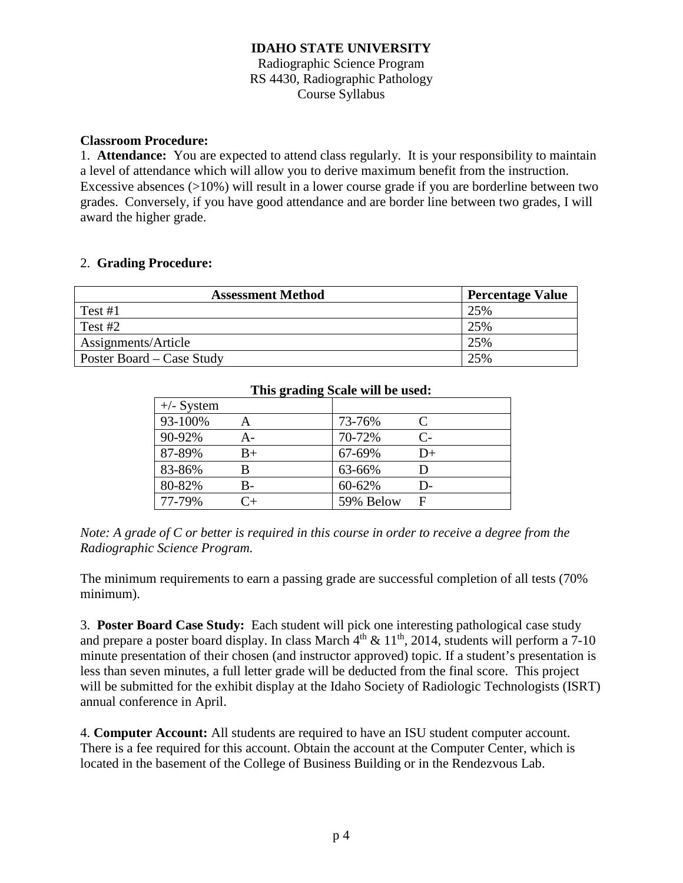**IDAHO STATE UNIVERSITY**
Radiographic Science Program
RS 4430, Radiographic Pathology
Course Syllabus

**Classroom Procedure:**

1. **Attendance:** You are expected to attend class regularly. It is your responsibility to maintain a level of attendance which will allow you to derive maximum benefit from the instruction. Excessive absences (>10%) will result in a lower course grade if you are borderline between two grades. Conversely, if you have good attendance and are border line between two grades, I will award the higher grade.

2. **Grading Procedure:**

| Assessment Method | Percentage Value |
|---|---|
| Test #1 | 25% |
| Test #2 | 25% |
| Assignments/Article | 25% |
| Poster Board – Case Study | 25% |

**This grading Scale will be used:**

| +/- System | | | |
|---|---|---|---|
| 93-100% | A | 73-76% | C |
| 90-92% | A- | 70-72% | C- |
| 87-89% | B+ | 67-69% | D+ |
| 83-86% | B | 63-66% | D |
| 80-82% | B- | 60-62% | D- |
| 77-79% | C+ | 59% Below | F |

*Note: A grade of C or better is required in this course in order to receive a degree from the Radiographic Science Program.*

The minimum requirements to earn a passing grade are successful completion of all tests (70% minimum).

3. **Poster Board Case Study:** Each student will pick one interesting pathological case study and prepare a poster board display. In class March 4th & 11th, 2014, students will perform a 7-10 minute presentation of their chosen (and instructor approved) topic. If a student's presentation is less than seven minutes, a full letter grade will be deducted from the final score. This project will be submitted for the exhibit display at the Idaho Society of Radiologic Technologists (ISRT) annual conference in April.

4. **Computer Account:** All students are required to have an ISU student computer account. There is a fee required for this account. Obtain the account at the Computer Center, which is located in the basement of the College of Business Building or in the Rendezvous Lab.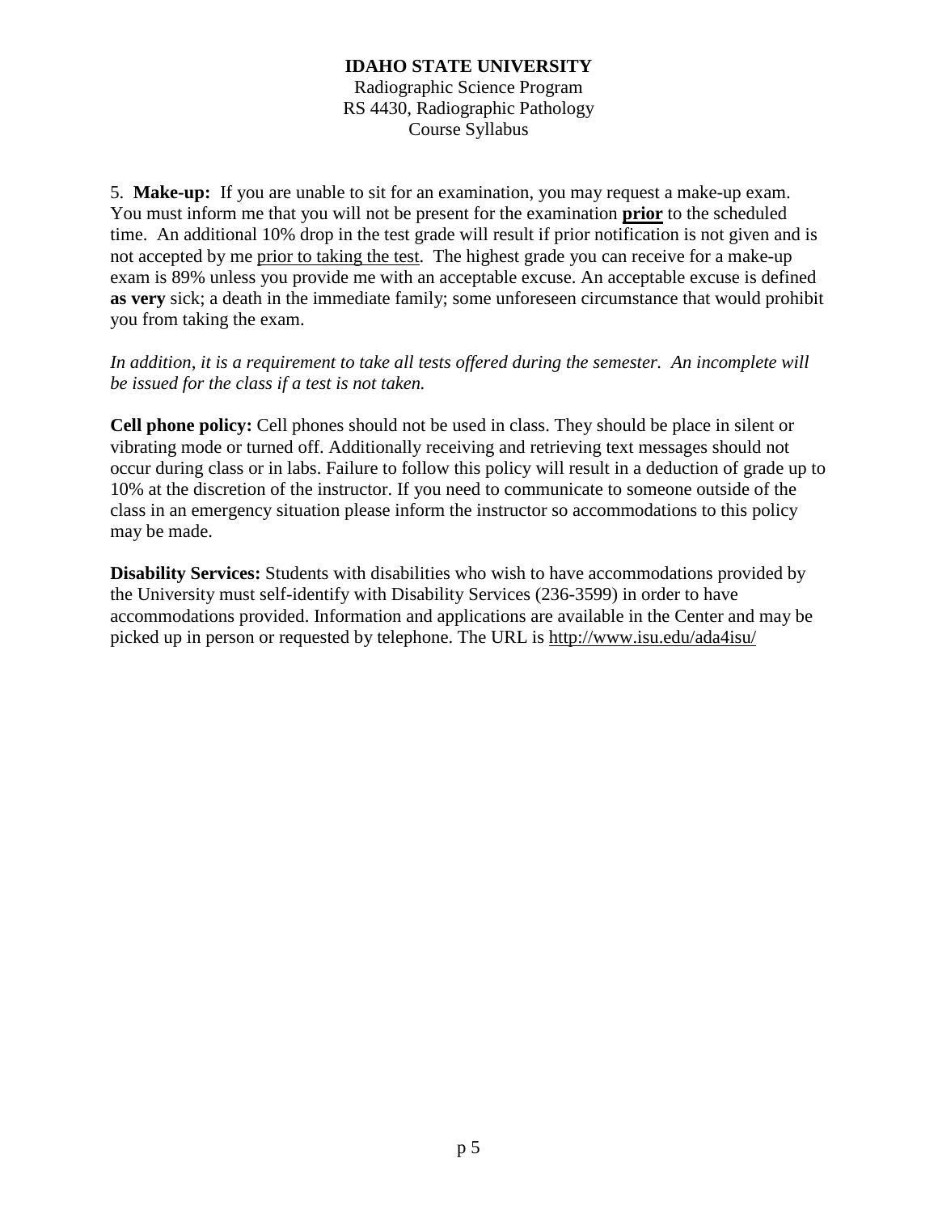5. **Make-up:** If you are unable to sit for an examination, you may request a make-up exam. You must inform me that you will not be present for the examination **prior** to the scheduled time. An additional 10% drop in the test grade will result if prior notification is not given and is not accepted by me prior to taking the test. The highest grade you can receive for a make-up exam is 89% unless you provide me with an acceptable excuse. An acceptable excuse is defined **as very** sick; a death in the immediate family; some unforeseen circumstance that would prohibit you from taking the exam.

*In addition, it is a requirement to take all tests offered during the semester. An incomplete will be issued for the class if a test is not taken.*

**Cell phone policy:** Cell phones should not be used in class. They should be place in silent or vibrating mode or turned off. Additionally receiving and retrieving text messages should not occur during class or in labs. Failure to follow this policy will result in a deduction of grade up to 10% at the discretion of the instructor. If you need to communicate to someone outside of the class in an emergency situation please inform the instructor so accommodations to this policy may be made.

**Disability Services:** Students with disabilities who wish to have accommodations provided by the University must self-identify with Disability Services (236-3599) in order to have accommodations provided. Information and applications are available in the Center and may be picked up in person or requested by telephone. The URL is http://www.isu.edu/ada4isu/